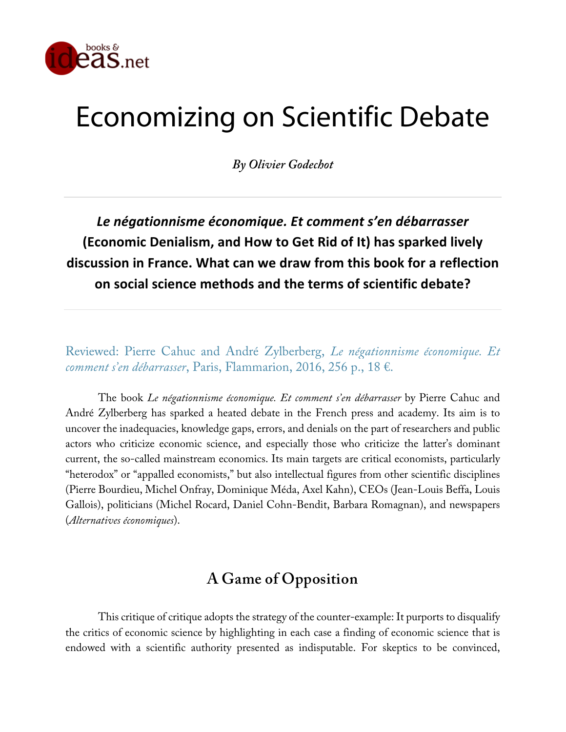# Economizing on Scientific Debate

*By Olivier Godechot*

***Le négationnisme économique. Et comment s'en débarrasser* (Economic Denialism, and How to Get Rid of It) has sparked lively discussion in France. What can we draw from this book for a reflection on social science methods and the terms of scientific debate?**

Reviewed: Pierre Cahuc and André Zylberberg, *Le négationnisme économique. Et comment s'en débarrasser*, Paris, Flammarion, 2016, 256 p., 18 €.

The book *Le négationnisme économique. Et comment s'en débarrasser* by Pierre Cahuc and André Zylberberg has sparked a heated debate in the French press and academy. Its aim is to uncover the inadequacies, knowledge gaps, errors, and denials on the part of researchers and public actors who criticize economic science, and especially those who criticize the latter's dominant current, the so-called mainstream economics. Its main targets are critical economists, particularly "heterodox" or "appalled economists," but also intellectual figures from other scientific disciplines (Pierre Bourdieu, Michel Onfray, Dominique Méda, Axel Kahn), CEOs (Jean-Louis Beffa, Louis Gallois), politicians (Michel Rocard, Daniel Cohn-Bendit, Barbara Romagnan), and newspapers (*Alternatives économiques*).

## A Game of Opposition

This critique of critique adopts the strategy of the counter-example: It purports to disqualify the critics of economic science by highlighting in each case a finding of economic science that is endowed with a scientific authority presented as indisputable. For skeptics to be convinced,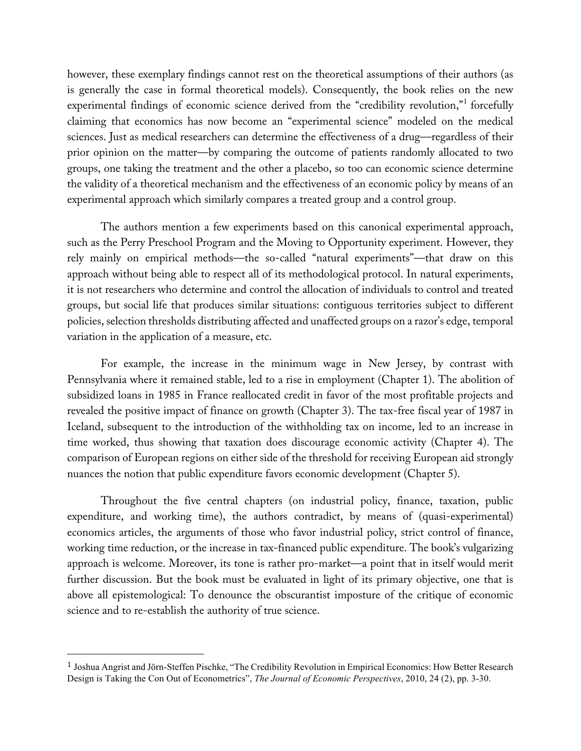however, these exemplary findings cannot rest on the theoretical assumptions of their authors (as is generally the case in formal theoretical models). Consequently, the book relies on the new experimental findings of economic science derived from the "credibility revolution,"[1] forcefully claiming that economics has now become an "experimental science" modeled on the medical sciences. Just as medical researchers can determine the effectiveness of a drug—regardless of their prior opinion on the matter—by comparing the outcome of patients randomly allocated to two groups, one taking the treatment and the other a placebo, so too can economic science determine the validity of a theoretical mechanism and the effectiveness of an economic policy by means of an experimental approach which similarly compares a treated group and a control group.

The authors mention a few experiments based on this canonical experimental approach, such as the Perry Preschool Program and the Moving to Opportunity experiment. However, they rely mainly on empirical methods—the so-called "natural experiments"—that draw on this approach without being able to respect all of its methodological protocol. In natural experiments, it is not researchers who determine and control the allocation of individuals to control and treated groups, but social life that produces similar situations: contiguous territories subject to different policies, selection thresholds distributing affected and unaffected groups on a razor's edge, temporal variation in the application of a measure, etc.

For example, the increase in the minimum wage in New Jersey, by contrast with Pennsylvania where it remained stable, led to a rise in employment (Chapter 1). The abolition of subsidized loans in 1985 in France reallocated credit in favor of the most profitable projects and revealed the positive impact of finance on growth (Chapter 3). The tax-free fiscal year of 1987 in Iceland, subsequent to the introduction of the withholding tax on income, led to an increase in time worked, thus showing that taxation does discourage economic activity (Chapter 4). The comparison of European regions on either side of the threshold for receiving European aid strongly nuances the notion that public expenditure favors economic development (Chapter 5).

Throughout the five central chapters (on industrial policy, finance, taxation, public expenditure, and working time), the authors contradict, by means of (quasi-experimental) economics articles, the arguments of those who favor industrial policy, strict control of finance, working time reduction, or the increase in tax-financed public expenditure. The book's vulgarizing approach is welcome. Moreover, its tone is rather pro-market—a point that in itself would merit further discussion. But the book must be evaluated in light of its primary objective, one that is above all epistemological: To denounce the obscurantist imposture of the critique of economic science and to re-establish the authority of true science.

---

[1] Joshua Angrist and Jörn-Steffen Pischke, "The Credibility Revolution in Empirical Economics: How Better Research Design is Taking the Con Out of Econometrics", *The Journal of Economic Perspectives*, 2010, 24 (2), pp. 3-30.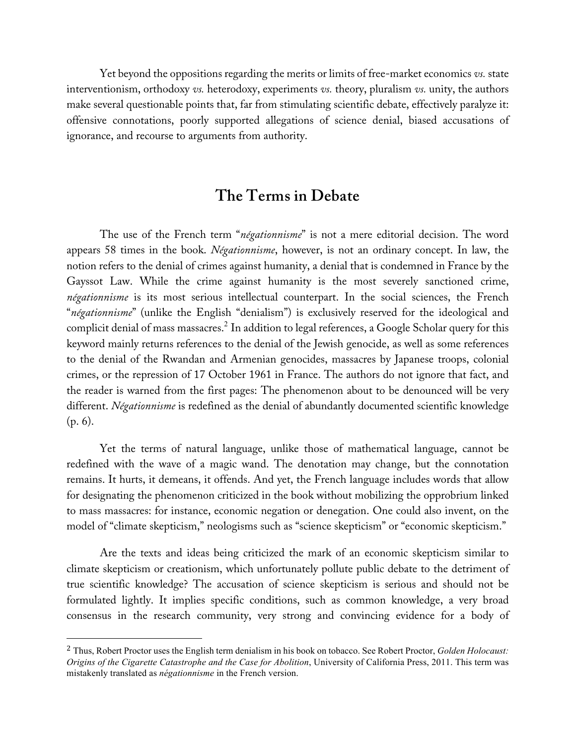Yet beyond the oppositions regarding the merits or limits of free-market economics *vs.* state interventionism, orthodoxy *vs.* heterodoxy, experiments *vs.* theory, pluralism *vs.* unity, the authors make several questionable points that, far from stimulating scientific debate, effectively paralyze it: offensive connotations, poorly supported allegations of science denial, biased accusations of ignorance, and recourse to arguments from authority.

## The Terms in Debate

The use of the French term "*négationnisme*" is not a mere editorial decision. The word appears 58 times in the book. *Négationnisme*, however, is not an ordinary concept. In law, the notion refers to the denial of crimes against humanity, a denial that is condemned in France by the Gayssot Law. While the crime against humanity is the most severely sanctioned crime, *négationnisme* is its most serious intellectual counterpart. In the social sciences, the French "*négationnisme*" (unlike the English "denialism") is exclusively reserved for the ideological and complicit denial of mass massacres.[2] In addition to legal references, a Google Scholar query for this keyword mainly returns references to the denial of the Jewish genocide, as well as some references to the denial of the Rwandan and Armenian genocides, massacres by Japanese troops, colonial crimes, or the repression of 17 October 1961 in France. The authors do not ignore that fact, and the reader is warned from the first pages: The phenomenon about to be denounced will be very different. *Négationnisme* is redefined as the denial of abundantly documented scientific knowledge (p. 6).

Yet the terms of natural language, unlike those of mathematical language, cannot be redefined with the wave of a magic wand. The denotation may change, but the connotation remains. It hurts, it demeans, it offends. And yet, the French language includes words that allow for designating the phenomenon criticized in the book without mobilizing the opprobrium linked to mass massacres: for instance, economic negation or denegation. One could also invent, on the model of "climate skepticism," neologisms such as "science skepticism" or "economic skepticism."

Are the texts and ideas being criticized the mark of an economic skepticism similar to climate skepticism or creationism, which unfortunately pollute public debate to the detriment of true scientific knowledge? The accusation of science skepticism is serious and should not be formulated lightly. It implies specific conditions, such as common knowledge, a very broad consensus in the research community, very strong and convincing evidence for a body of

---

[2] Thus, Robert Proctor uses the English term denialism in his book on tobacco. See Robert Proctor, *Golden Holocaust: Origins of the Cigarette Catastrophe and the Case for Abolition*, University of California Press, 2011. This term was mistakenly translated as *négationnisme* in the French version.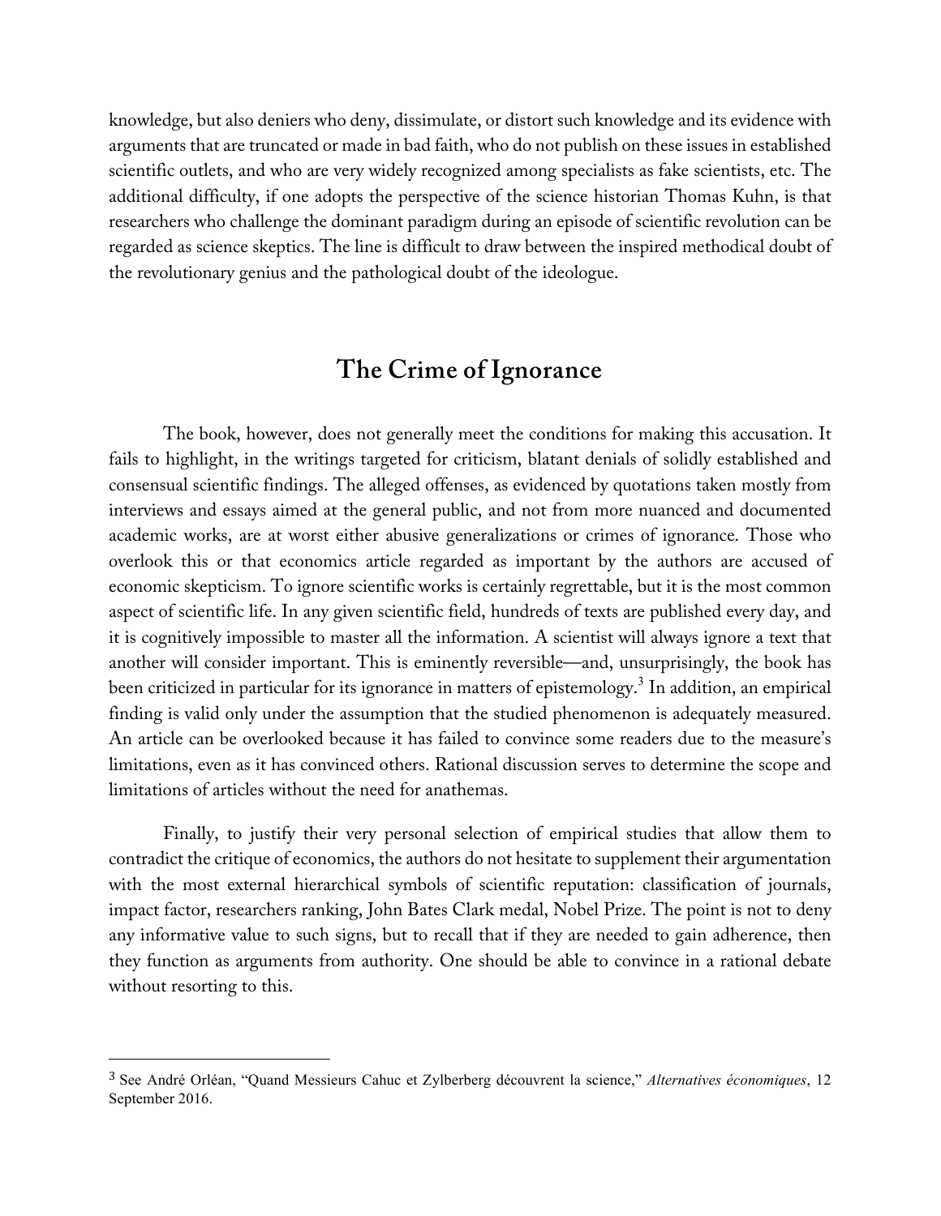knowledge, but also deniers who deny, dissimulate, or distort such knowledge and its evidence with arguments that are truncated or made in bad faith, who do not publish on these issues in established scientific outlets, and who are very widely recognized among specialists as fake scientists, etc. The additional difficulty, if one adopts the perspective of the science historian Thomas Kuhn, is that researchers who challenge the dominant paradigm during an episode of scientific revolution can be regarded as science skeptics. The line is difficult to draw between the inspired methodical doubt of the revolutionary genius and the pathological doubt of the ideologue.

## The Crime of Ignorance

The book, however, does not generally meet the conditions for making this accusation. It fails to highlight, in the writings targeted for criticism, blatant denials of solidly established and consensual scientific findings. The alleged offenses, as evidenced by quotations taken mostly from interviews and essays aimed at the general public, and not from more nuanced and documented academic works, are at worst either abusive generalizations or crimes of ignorance. Those who overlook this or that economics article regarded as important by the authors are accused of economic skepticism. To ignore scientific works is certainly regrettable, but it is the most common aspect of scientific life. In any given scientific field, hundreds of texts are published every day, and it is cognitively impossible to master all the information. A scientist will always ignore a text that another will consider important. This is eminently reversible—and, unsurprisingly, the book has been criticized in particular for its ignorance in matters of epistemology.[3] In addition, an empirical finding is valid only under the assumption that the studied phenomenon is adequately measured. An article can be overlooked because it has failed to convince some readers due to the measure's limitations, even as it has convinced others. Rational discussion serves to determine the scope and limitations of articles without the need for anathemas.

Finally, to justify their very personal selection of empirical studies that allow them to contradict the critique of economics, the authors do not hesitate to supplement their argumentation with the most external hierarchical symbols of scientific reputation: classification of journals, impact factor, researchers ranking, John Bates Clark medal, Nobel Prize. The point is not to deny any informative value to such signs, but to recall that if they are needed to gain adherence, then they function as arguments from authority. One should be able to convince in a rational debate without resorting to this.

---

[3] See André Orléan, "Quand Messieurs Cahuc et Zylberberg découvrent la science," *Alternatives économiques*, 12 September 2016.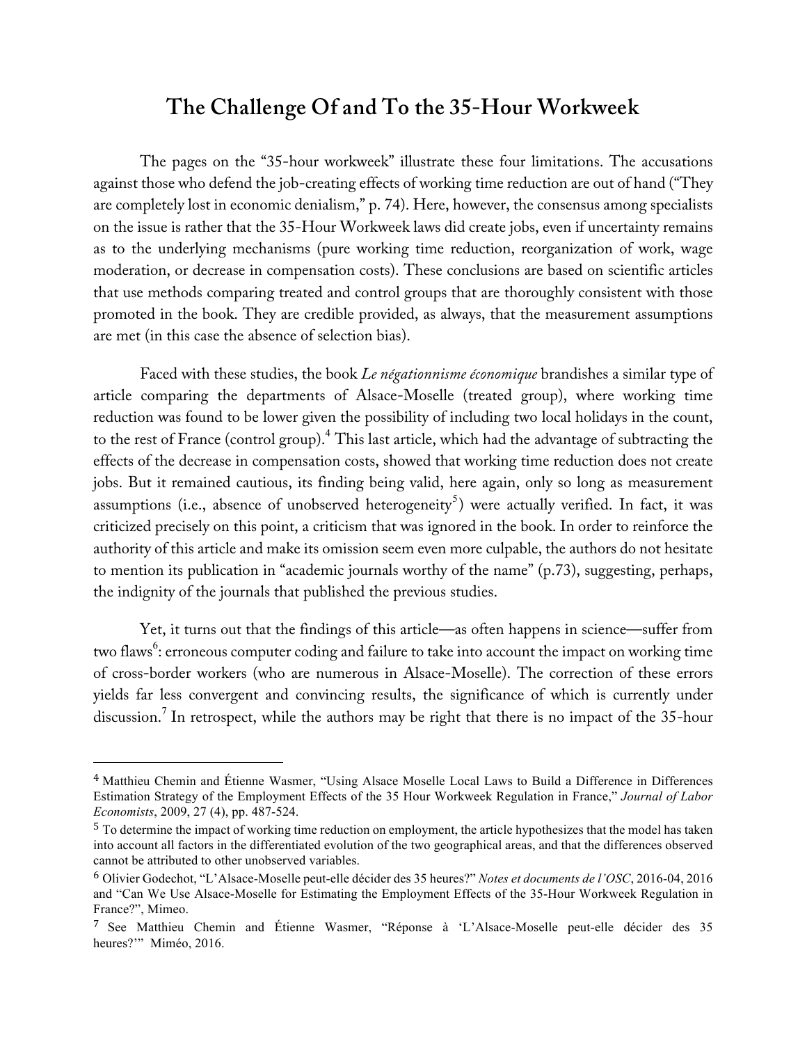## The Challenge Of and To the 35-Hour Workweek

The pages on the "35-hour workweek" illustrate these four limitations. The accusations against those who defend the job-creating effects of working time reduction are out of hand ("They are completely lost in economic denialism," p. 74). Here, however, the consensus among specialists on the issue is rather that the 35-Hour Workweek laws did create jobs, even if uncertainty remains as to the underlying mechanisms (pure working time reduction, reorganization of work, wage moderation, or decrease in compensation costs). These conclusions are based on scientific articles that use methods comparing treated and control groups that are thoroughly consistent with those promoted in the book. They are credible provided, as always, that the measurement assumptions are met (in this case the absence of selection bias).

Faced with these studies, the book *Le négationnisme économique* brandishes a similar type of article comparing the departments of Alsace-Moselle (treated group), where working time reduction was found to be lower given the possibility of including two local holidays in the count, to the rest of France (control group).[4] This last article, which had the advantage of subtracting the effects of the decrease in compensation costs, showed that working time reduction does not create jobs. But it remained cautious, its finding being valid, here again, only so long as measurement assumptions (i.e., absence of unobserved heterogeneity[5]) were actually verified. In fact, it was criticized precisely on this point, a criticism that was ignored in the book. In order to reinforce the authority of this article and make its omission seem even more culpable, the authors do not hesitate to mention its publication in "academic journals worthy of the name" (p.73), suggesting, perhaps, the indignity of the journals that published the previous studies.

Yet, it turns out that the findings of this article—as often happens in science—suffer from two flaws[6]: erroneous computer coding and failure to take into account the impact on working time of cross-border workers (who are numerous in Alsace-Moselle). The correction of these errors yields far less convergent and convincing results, the significance of which is currently under discussion.[7] In retrospect, while the authors may be right that there is no impact of the 35-hour

---

[4] Matthieu Chemin and Étienne Wasmer, "Using Alsace Moselle Local Laws to Build a Difference in Differences Estimation Strategy of the Employment Effects of the 35 Hour Workweek Regulation in France," *Journal of Labor Economists*, 2009, 27 (4), pp. 487-524.

[5] To determine the impact of working time reduction on employment, the article hypothesizes that the model has taken into account all factors in the differentiated evolution of the two geographical areas, and that the differences observed cannot be attributed to other unobserved variables.

[6] Olivier Godechot, "L'Alsace-Moselle peut-elle décider des 35 heures?" *Notes et documents de l'OSC*, 2016-04, 2016 and "Can We Use Alsace-Moselle for Estimating the Employment Effects of the 35-Hour Workweek Regulation in France?", Mimeo.

[7] See Matthieu Chemin and Étienne Wasmer, "Réponse à 'L'Alsace-Moselle peut-elle décider des 35 heures?'" Miméo, 2016.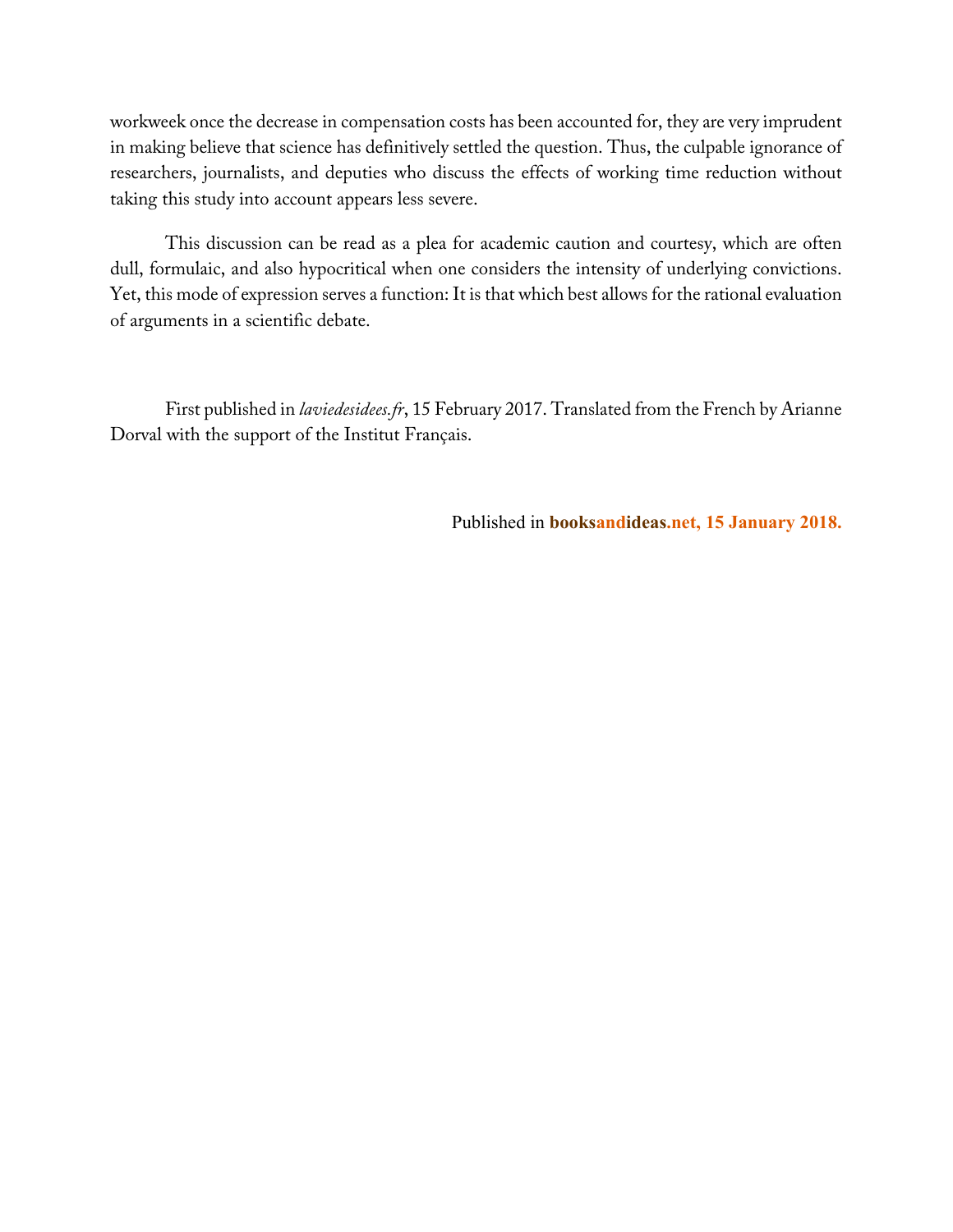workweek once the decrease in compensation costs has been accounted for, they are very imprudent in making believe that science has definitively settled the question. Thus, the culpable ignorance of researchers, journalists, and deputies who discuss the effects of working time reduction without taking this study into account appears less severe.

This discussion can be read as a plea for academic caution and courtesy, which are often dull, formulaic, and also hypocritical when one considers the intensity of underlying convictions. Yet, this mode of expression serves a function: It is that which best allows for the rational evaluation of arguments in a scientific debate.

First published in *laviedesidees.fr*, 15 February 2017. Translated from the French by Arianne Dorval with the support of the Institut Français.

Published in **booksandideas.net, 15 January 2018.**